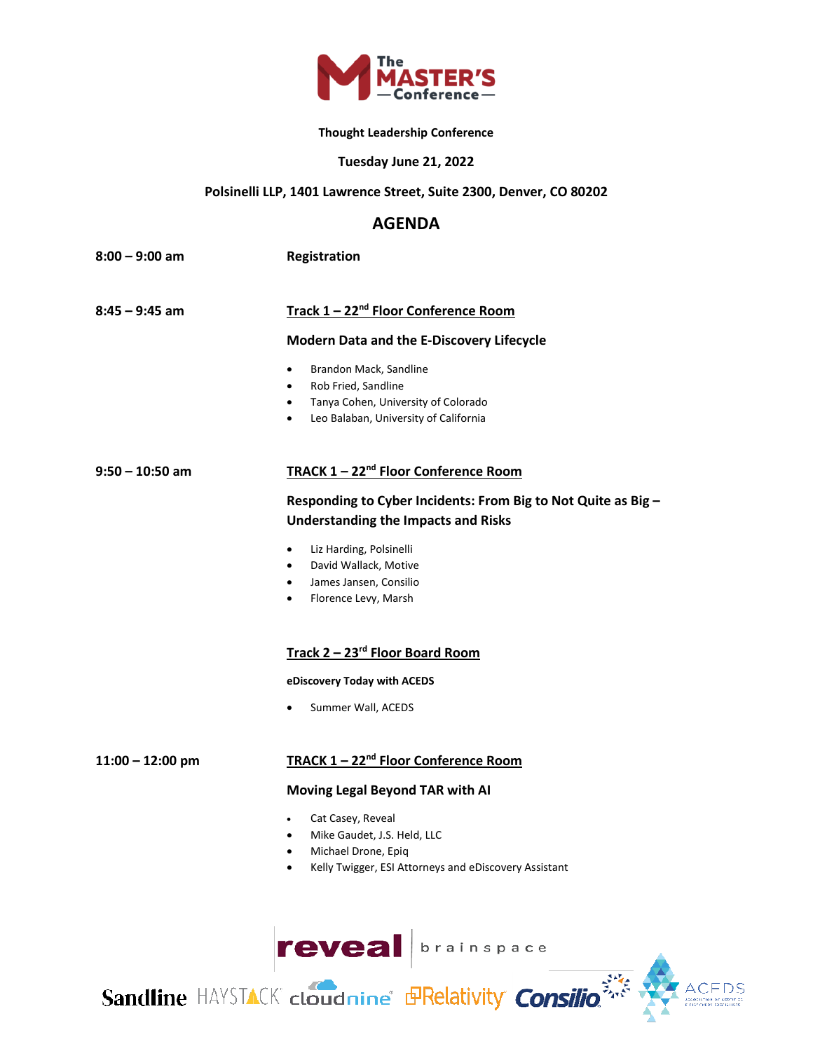# The MASTER'S Conference

**Thought Leadership Conference**

**Tuesday June 21, 2022**

**Polsinelli LLP, 1401 Lawrence Street, Suite 2300, Denver, CO 80202**

## AGENDA

**8:00 – 9:00 am** **Registration**

**8:45 – 9:45 am**

**Track 1 – 22nd Floor Conference Room**

**Modern Data and the E-Discovery Lifecycle**

- Brandon Mack, Sandline
- Rob Fried, Sandline
- Tanya Cohen, University of Colorado
- Leo Balaban, University of California

**9:50 – 10:50 am**

**TRACK 1 – 22nd Floor Conference Room**

**Responding to Cyber Incidents: From Big to Not Quite as Big – Understanding the Impacts and Risks**

- Liz Harding, Polsinelli
- David Wallack, Motive
- James Jansen, Consilio
- Florence Levy, Marsh

**Track 2 – 23rd Floor Board Room**

**eDiscovery Today with ACEDS**

- Summer Wall, ACEDS

**11:00 – 12:00 pm**

**TRACK 1 – 22nd Floor Conference Room**

**Moving Legal Beyond TAR with AI**

- Cat Casey, Reveal
- Mike Gaudet, J.S. Held, LLC
- Michael Drone, Epiq
- Kelly Twigger, ESI Attorneys and eDiscovery Assistant

reveal | brainspace

Sandline HAYSTACK cloudnine Relativity Consilio ACEDS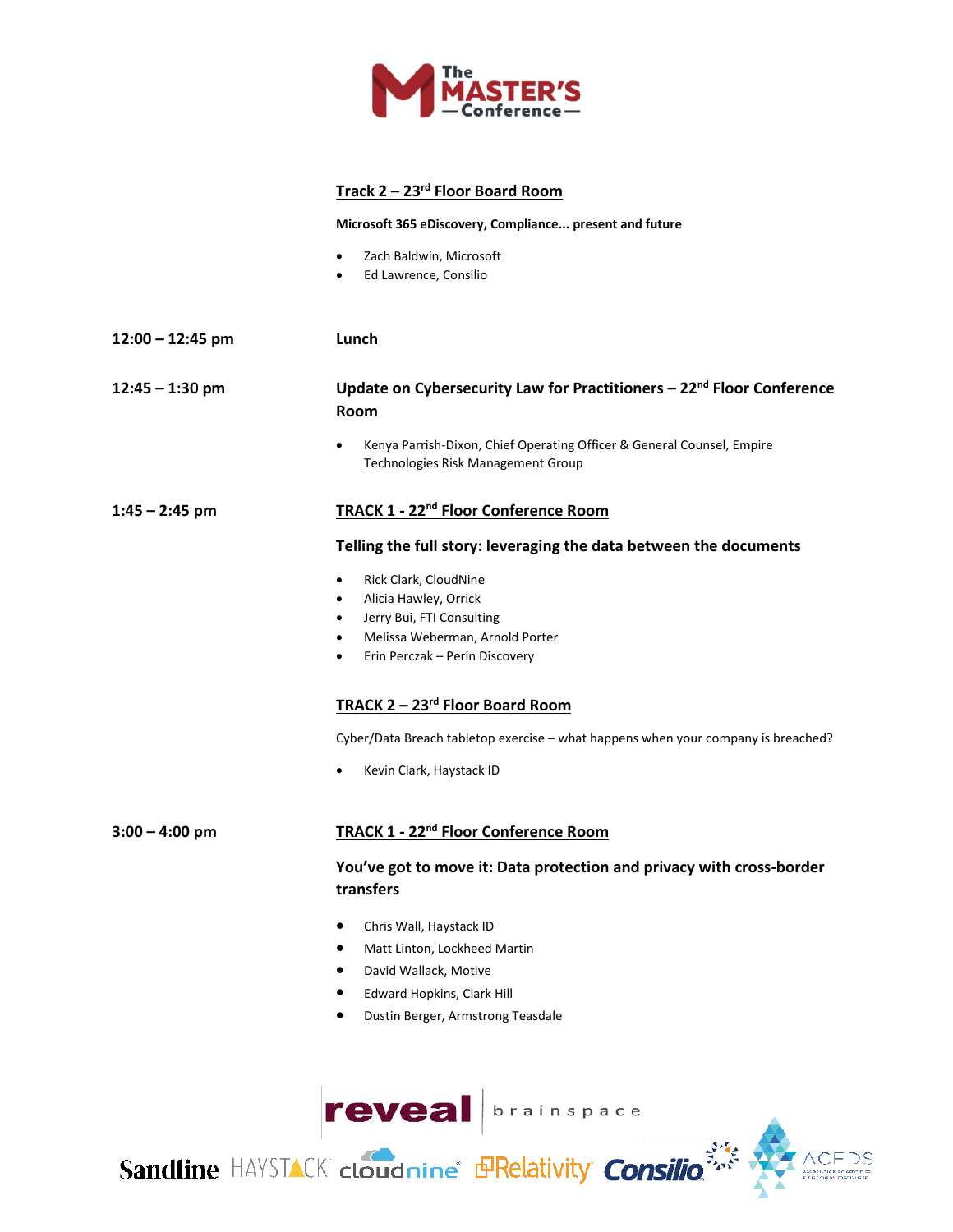**Track 2 – 23rd Floor Board Room**

**Microsoft 365 eDiscovery, Compliance... present and future**

- Zach Baldwin, Microsoft
- Ed Lawrence, Consilio

**12:00 – 12:45 pm** **Lunch**

**12:45 – 1:30 pm** **Update on Cybersecurity Law for Practitioners – 22nd Floor Conference Room**

- Kenya Parrish-Dixon, Chief Operating Officer & General Counsel, Empire Technologies Risk Management Group

**1:45 – 2:45 pm** **TRACK 1 - 22nd Floor Conference Room**

**Telling the full story: leveraging the data between the documents**

- Rick Clark, CloudNine
- Alicia Hawley, Orrick
- Jerry Bui, FTI Consulting
- Melissa Weberman, Arnold Porter
- Erin Perczak – Perin Discovery

**TRACK 2 – 23rd Floor Board Room**

Cyber/Data Breach tabletop exercise – what happens when your company is breached?

- Kevin Clark, Haystack ID

**3:00 – 4:00 pm** **TRACK 1 - 22nd Floor Conference Room**

**You've got to move it: Data protection and privacy with cross-border transfers**

- Chris Wall, Haystack ID
- Matt Linton, Lockheed Martin
- David Wallack, Motive
- Edward Hopkins, Clark Hill
- Dustin Berger, Armstrong Teasdale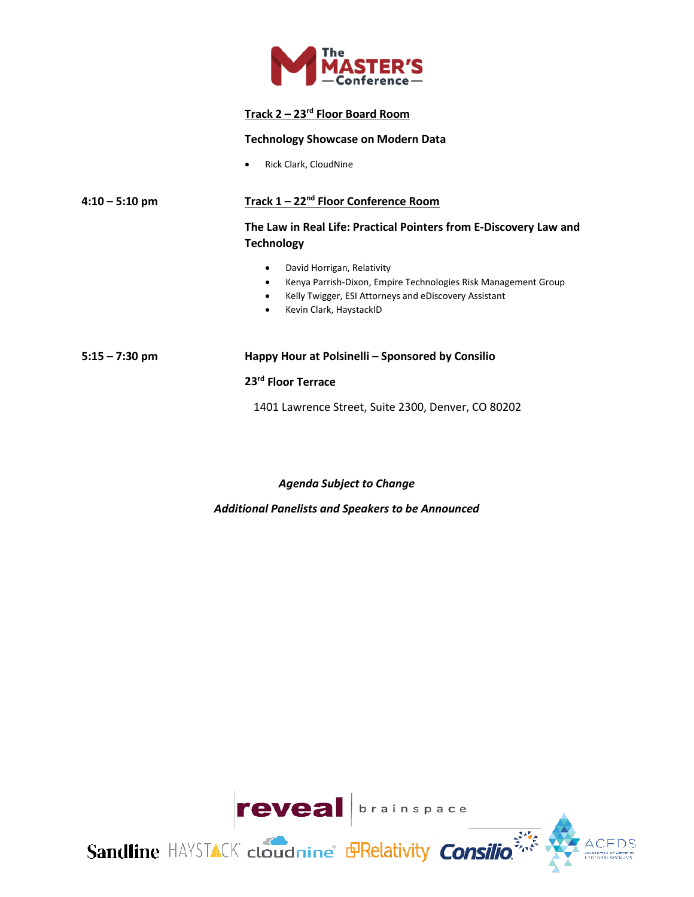**Track 2 – 23rd Floor Board Room**

**Technology Showcase on Modern Data**

- Rick Clark, CloudNine

**4:10 – 5:10 pm**

**Track 1 – 22nd Floor Conference Room**

**The Law in Real Life: Practical Pointers from E-Discovery Law and Technology**

- David Horrigan, Relativity
- Kenya Parrish-Dixon, Empire Technologies Risk Management Group
- Kelly Twigger, ESI Attorneys and eDiscovery Assistant
- Kevin Clark, HaystackID

**5:15 – 7:30 pm**

**Happy Hour at Polsinelli – Sponsored by Consilio**

**23rd Floor Terrace**

1401 Lawrence Street, Suite 2300, Denver, CO 80202

***Agenda Subject to Change***

***Additional Panelists and Speakers to be Announced***